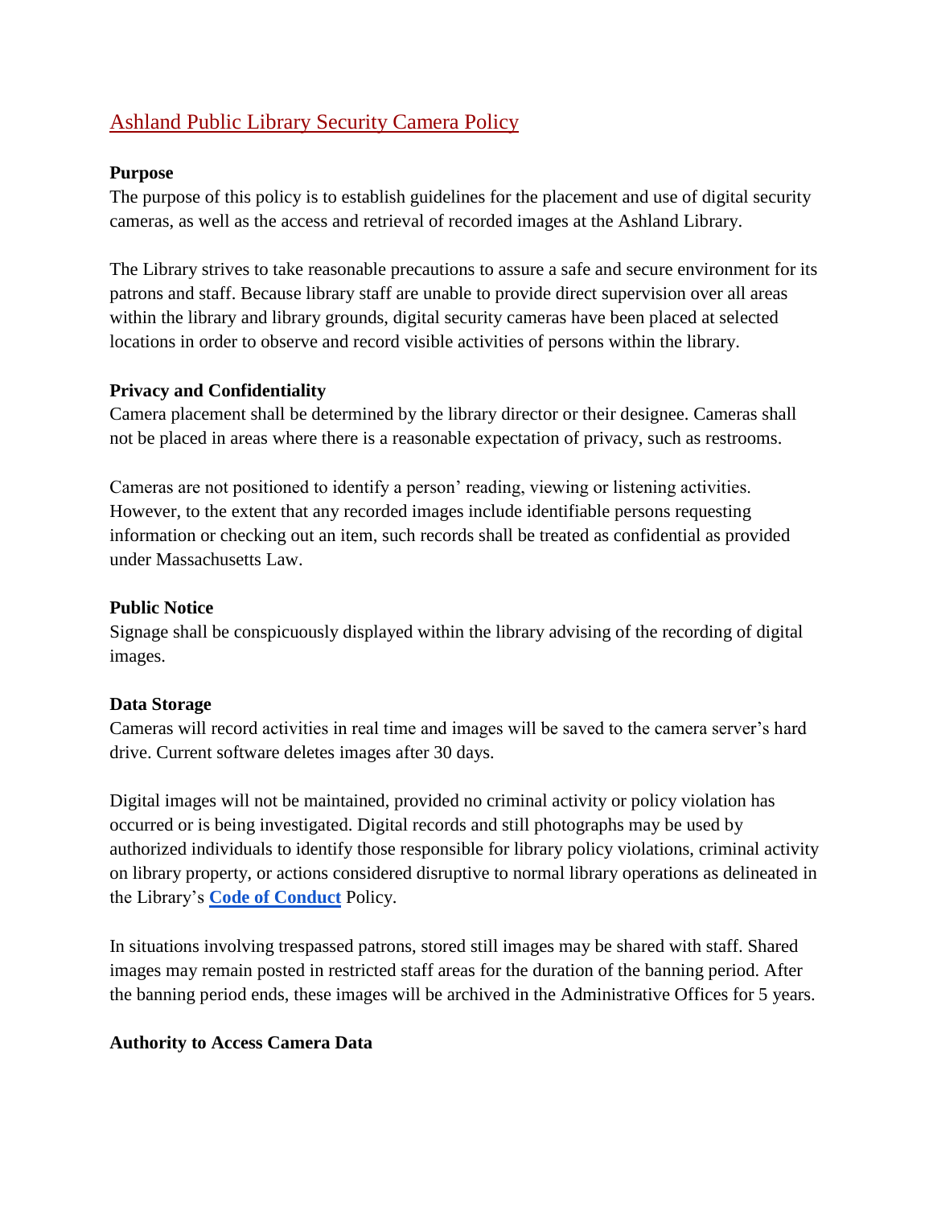# Ashland Public Library Security Camera Policy

## Purpose

The purpose of this policy is to establish guidelines for the placement and use of digital security cameras, as well as the access and retrieval of recorded images at the Ashland Library.

The Library strives to take reasonable precautions to assure a safe and secure environment for its patrons and staff. Because library staff are unable to provide direct supervision over all areas within the library and library grounds, digital security cameras have been placed at selected locations in order to observe and record visible activities of persons within the library.

## Privacy and Confidentiality

Camera placement shall be determined by the library director or their designee. Cameras shall not be placed in areas where there is a reasonable expectation of privacy, such as restrooms.

Cameras are not positioned to identify a person' reading, viewing or listening activities. However, to the extent that any recorded images include identifiable persons requesting information or checking out an item, such records shall be treated as confidential as provided under Massachusetts Law.

## Public Notice

Signage shall be conspicuously displayed within the library advising of the recording of digital images.

## Data Storage

Cameras will record activities in real time and images will be saved to the camera server's hard drive. Current software deletes images after 30 days.

Digital images will not be maintained, provided no criminal activity or policy violation has occurred or is being investigated. Digital records and still photographs may be used by authorized individuals to identify those responsible for library policy violations, criminal activity on library property, or actions considered disruptive to normal library operations as delineated in the Library's **Code of Conduct** Policy.

In situations involving trespassed patrons, stored still images may be shared with staff. Shared images may remain posted in restricted staff areas for the duration of the banning period. After the banning period ends, these images will be archived in the Administrative Offices for 5 years.

## Authority to Access Camera Data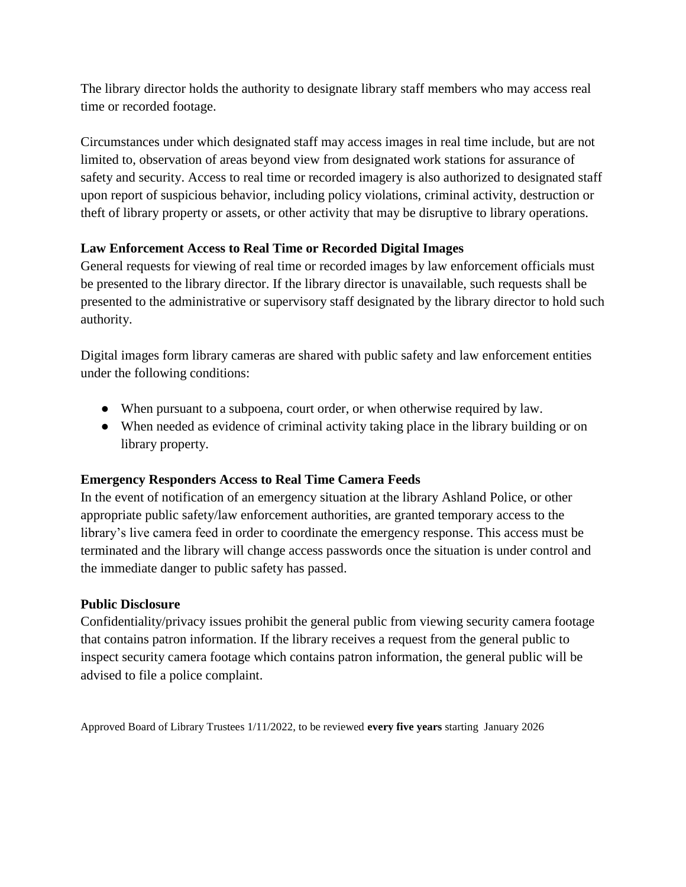The library director holds the authority to designate library staff members who may access real time or recorded footage.

Circumstances under which designated staff may access images in real time include, but are not limited to, observation of areas beyond view from designated work stations for assurance of safety and security. Access to real time or recorded imagery is also authorized to designated staff upon report of suspicious behavior, including policy violations, criminal activity, destruction or theft of library property or assets, or other activity that may be disruptive to library operations.

**Law Enforcement Access to Real Time or Recorded Digital Images**

General requests for viewing of real time or recorded images by law enforcement officials must be presented to the library director. If the library director is unavailable, such requests shall be presented to the administrative or supervisory staff designated by the library director to hold such authority.

Digital images form library cameras are shared with public safety and law enforcement entities under the following conditions:

- When pursuant to a subpoena, court order, or when otherwise required by law.
- When needed as evidence of criminal activity taking place in the library building or on library property.

**Emergency Responders Access to Real Time Camera Feeds**

In the event of notification of an emergency situation at the library Ashland Police, or other appropriate public safety/law enforcement authorities, are granted temporary access to the library's live camera feed in order to coordinate the emergency response. This access must be terminated and the library will change access passwords once the situation is under control and the immediate danger to public safety has passed.

**Public Disclosure**

Confidentiality/privacy issues prohibit the general public from viewing security camera footage that contains patron information. If the library receives a request from the general public to inspect security camera footage which contains patron information, the general public will be advised to file a police complaint.

Approved Board of Library Trustees 1/11/2022, to be reviewed **every five years** starting January 2026